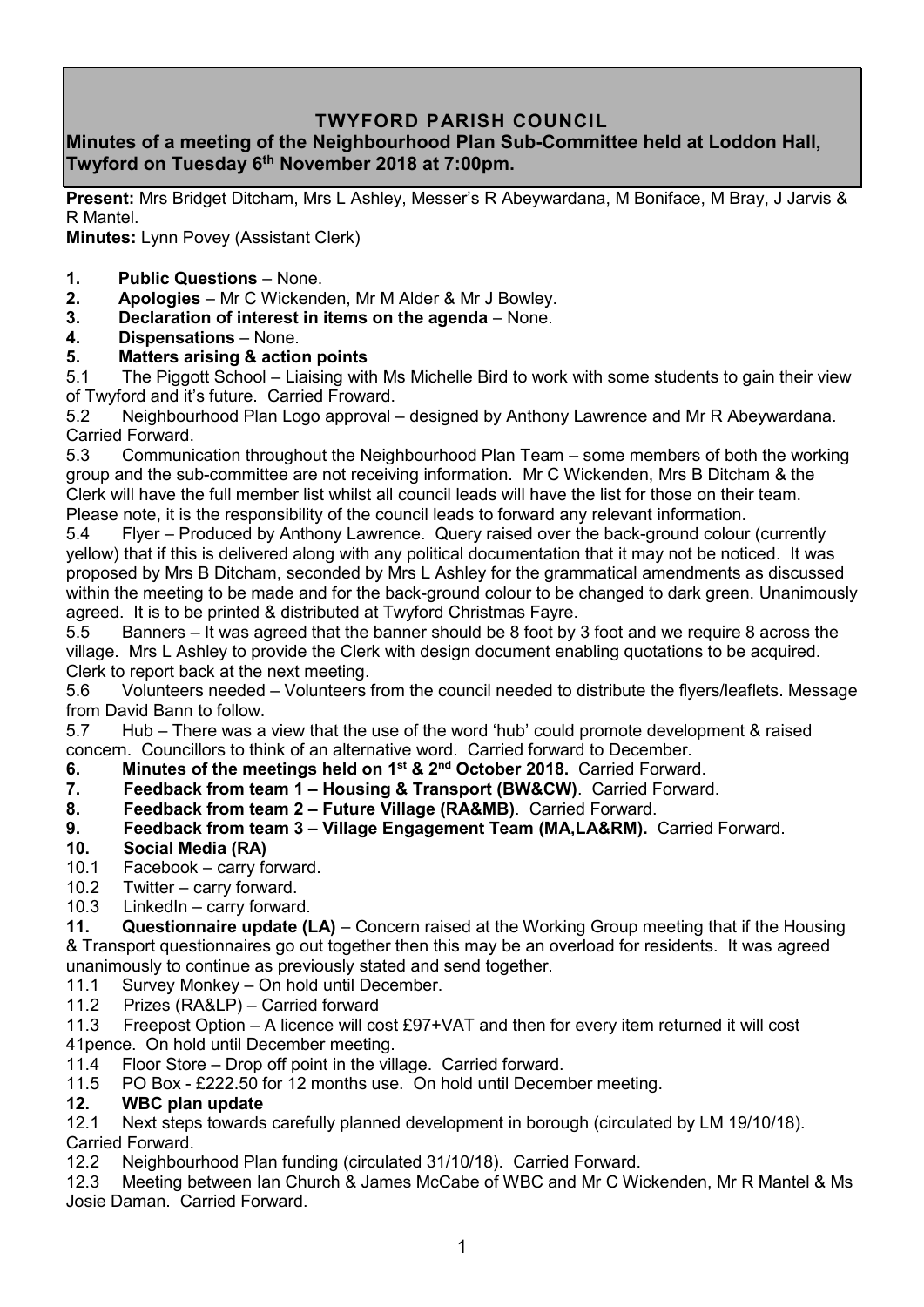# TWYFORD PARISH COUNCIL

## Minutes of a meeting of the Neighbourhood Plan Sub-Committee held at Loddon Hall, Twyford on Tuesday 6th November 2018 at 7:00pm.

**Present:** Mrs Bridget Ditcham, Mrs L Ashley, Messer's R Abeywardana, M Boniface, M Bray, J Jarvis & R Mantel.

**Minutes:** Lynn Povey (Assistant Clerk)

**1. Public Questions** – None.

**2. Apologies** – Mr C Wickenden, Mr M Alder & Mr J Bowley.

**3. Declaration of interest in items on the agenda** – None.

**4. Dispensations** – None.

**5. Matters arising & action points**

5.1 The Piggott School – Liaising with Ms Michelle Bird to work with some students to gain their view of Twyford and it's future. Carried Froward.

5.2 Neighbourhood Plan Logo approval – designed by Anthony Lawrence and Mr R Abeywardana. Carried Forward.

5.3 Communication throughout the Neighbourhood Plan Team – some members of both the working group and the sub-committee are not receiving information. Mr C Wickenden, Mrs B Ditcham & the Clerk will have the full member list whilst all council leads will have the list for those on their team. Please note, it is the responsibility of the council leads to forward any relevant information.

5.4 Flyer – Produced by Anthony Lawrence. Query raised over the back-ground colour (currently yellow) that if this is delivered along with any political documentation that it may not be noticed. It was proposed by Mrs B Ditcham, seconded by Mrs L Ashley for the grammatical amendments as discussed within the meeting to be made and for the back-ground colour to be changed to dark green. Unanimously agreed. It is to be printed & distributed at Twyford Christmas Fayre.

5.5 Banners – It was agreed that the banner should be 8 foot by 3 foot and we require 8 across the village. Mrs L Ashley to provide the Clerk with design document enabling quotations to be acquired. Clerk to report back at the next meeting.

5.6 Volunteers needed – Volunteers from the council needed to distribute the flyers/leaflets. Message from David Bann to follow.

5.7 Hub – There was a view that the use of the word 'hub' could promote development & raised concern. Councillors to think of an alternative word. Carried forward to December.

**6. Minutes of the meetings held on 1st & 2nd October 2018.** Carried Forward.

**7. Feedback from team 1 – Housing & Transport (BW&CW)**. Carried Forward.

**8. Feedback from team 2 – Future Village (RA&MB)**. Carried Forward.

**9. Feedback from team 3 – Village Engagement Team (MA,LA&RM).** Carried Forward.

**10. Social Media (RA)**

10.1 Facebook – carry forward.

10.2 Twitter – carry forward.

10.3 LinkedIn – carry forward.

**11. Questionnaire update (LA)** – Concern raised at the Working Group meeting that if the Housing & Transport questionnaires go out together then this may be an overload for residents. It was agreed unanimously to continue as previously stated and send together.

11.1 Survey Monkey – On hold until December.

11.2 Prizes (RA&LP) – Carried forward

11.3 Freepost Option – A licence will cost £97+VAT and then for every item returned it will cost 41pence. On hold until December meeting.

11.4 Floor Store – Drop off point in the village. Carried forward.

11.5 PO Box - £222.50 for 12 months use. On hold until December meeting.

**12. WBC plan update**

12.1 Next steps towards carefully planned development in borough (circulated by LM 19/10/18). Carried Forward.

12.2 Neighbourhood Plan funding (circulated 31/10/18). Carried Forward.

12.3 Meeting between Ian Church & James McCabe of WBC and Mr C Wickenden, Mr R Mantel & Ms Josie Daman. Carried Forward.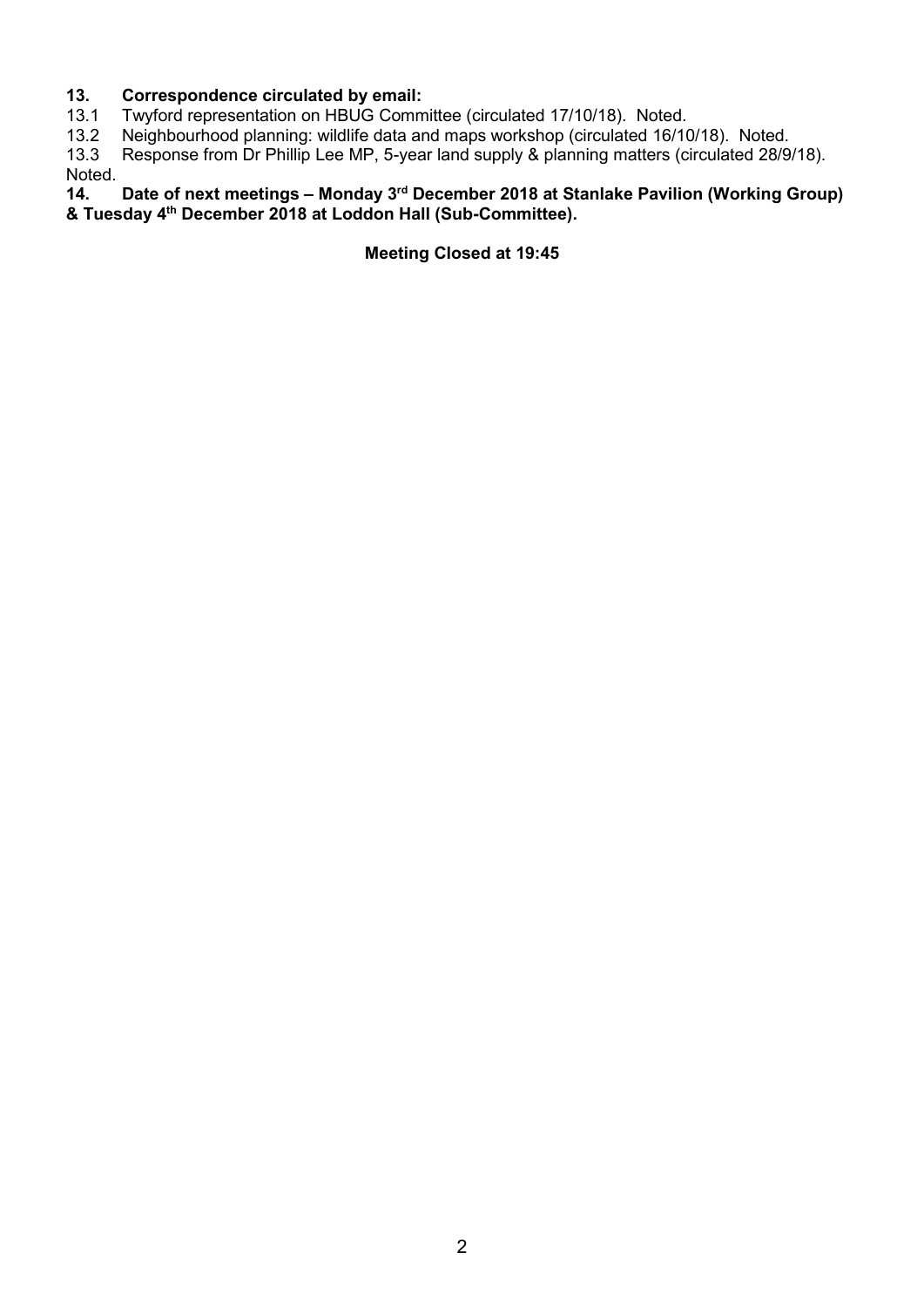**13. Correspondence circulated by email:**

13.1 Twyford representation on HBUG Committee (circulated 17/10/18). Noted.

13.2 Neighbourhood planning: wildlife data and maps workshop (circulated 16/10/18). Noted.

13.3 Response from Dr Phillip Lee MP, 5-year land supply & planning matters (circulated 28/9/18). Noted.

**14. Date of next meetings – Monday 3rd December 2018 at Stanlake Pavilion (Working Group) & Tuesday 4th December 2018 at Loddon Hall (Sub-Committee).**

**Meeting Closed at 19:45**